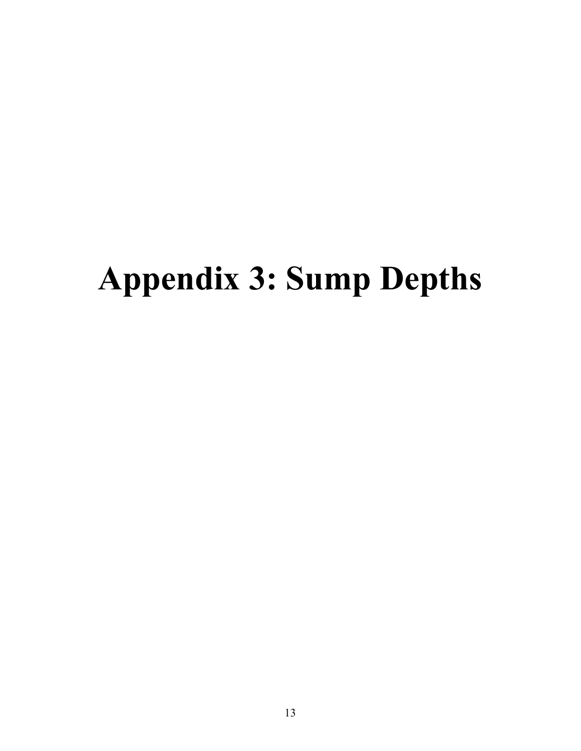# Appendix 3: Sump Depths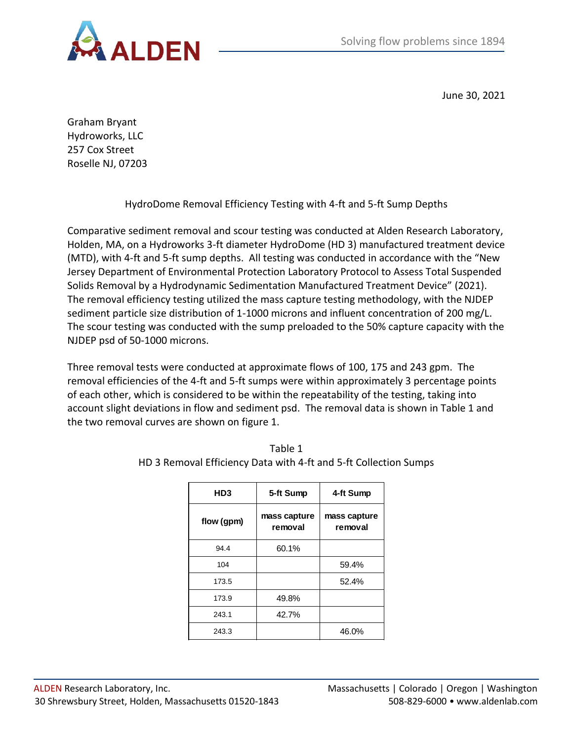June 30, 2021

Graham Bryant
Hydroworks, LLC
257 Cox Street
Roselle NJ, 07203

HydroDome Removal Efficiency Testing with 4-ft and 5-ft Sump Depths

Comparative sediment removal and scour testing was conducted at Alden Research Laboratory, Holden, MA, on a Hydroworks 3-ft diameter HydroDome (HD 3) manufactured treatment device (MTD), with 4-ft and 5-ft sump depths. All testing was conducted in accordance with the "New Jersey Department of Environmental Protection Laboratory Protocol to Assess Total Suspended Solids Removal by a Hydrodynamic Sedimentation Manufactured Treatment Device" (2021). The removal efficiency testing utilized the mass capture testing methodology, with the NJDEP sediment particle size distribution of 1-1000 microns and influent concentration of 200 mg/L. The scour testing was conducted with the sump preloaded to the 50% capture capacity with the NJDEP psd of 50-1000 microns.

Three removal tests were conducted at approximate flows of 100, 175 and 243 gpm. The removal efficiencies of the 4-ft and 5-ft sumps were within approximately 3 percentage points of each other, which is considered to be within the repeatability of the testing, taking into account slight deviations in flow and sediment psd. The removal data is shown in Table 1 and the two removal curves are shown on figure 1.

Table 1
HD 3 Removal Efficiency Data with 4-ft and 5-ft Collection Sumps

| HD3 | 5-ft Sump | 4-ft Sump |
|---|---|---|
| flow (gpm) | mass capture removal | mass capture removal |
| 94.4 | 60.1% | |
| 104 | | 59.4% |
| 173.5 | | 52.4% |
| 173.9 | 49.8% | |
| 243.1 | 42.7% | |
| 243.3 | | 46.0% |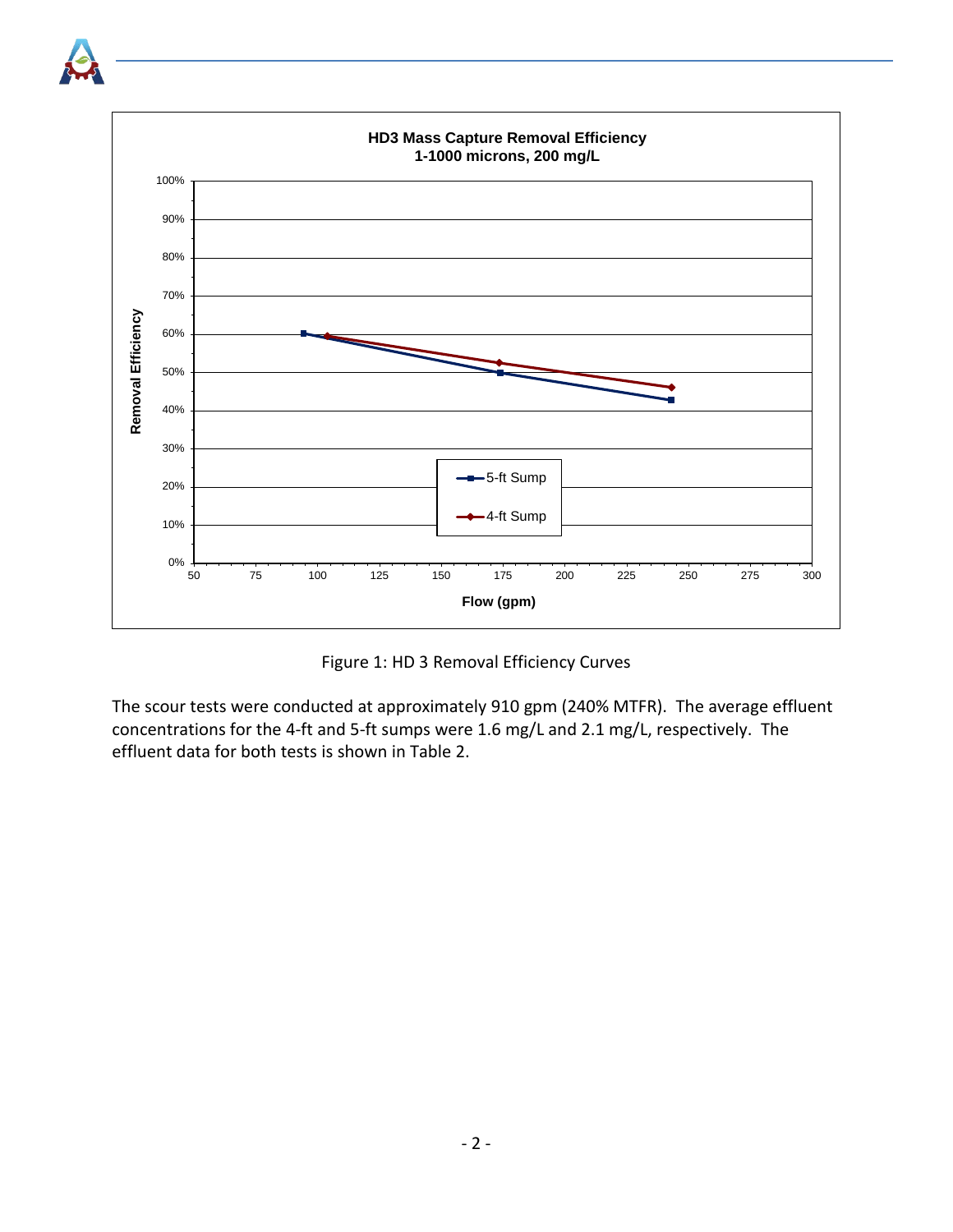Figure 1: HD 3 Removal Efficiency Curves

The scour tests were conducted at approximately 910 gpm (240% MTFR). The average effluent concentrations for the 4-ft and 5-ft sumps were 1.6 mg/L and 2.1 mg/L, respectively. The effluent data for both tests is shown in Table 2.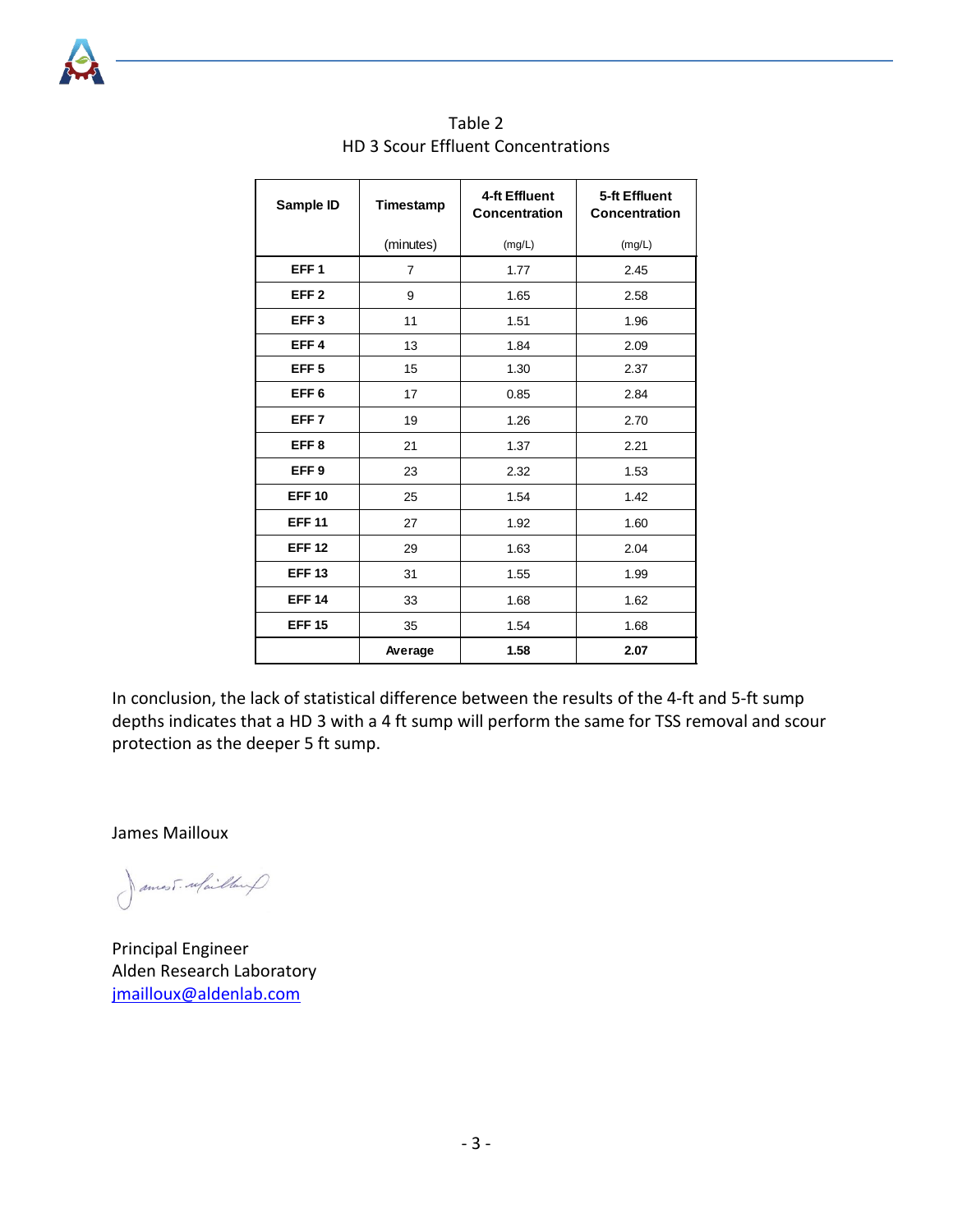Table 2
HD 3 Scour Effluent Concentrations

| Sample ID | Timestamp (minutes) | 4-ft Effluent Concentration (mg/L) | 5-ft Effluent Concentration (mg/L) |
|---|---|---|---|
| **EFF 1** | 7 | 1.77 | 2.45 |
| **EFF 2** | 9 | 1.65 | 2.58 |
| **EFF 3** | 11 | 1.51 | 1.96 |
| **EFF 4** | 13 | 1.84 | 2.09 |
| **EFF 5** | 15 | 1.30 | 2.37 |
| **EFF 6** | 17 | 0.85 | 2.84 |
| **EFF 7** | 19 | 1.26 | 2.70 |
| **EFF 8** | 21 | 1.37 | 2.21 |
| **EFF 9** | 23 | 2.32 | 1.53 |
| **EFF 10** | 25 | 1.54 | 1.42 |
| **EFF 11** | 27 | 1.92 | 1.60 |
| **EFF 12** | 29 | 1.63 | 2.04 |
| **EFF 13** | 31 | 1.55 | 1.99 |
| **EFF 14** | 33 | 1.68 | 1.62 |
| **EFF 15** | 35 | 1.54 | 1.68 |
| | **Average** | **1.58** | **2.07** |

In conclusion, the lack of statistical difference between the results of the 4-ft and 5-ft sump depths indicates that a HD 3 with a 4 ft sump will perform the same for TSS removal and scour protection as the deeper 5 ft sump.

James Mailloux

Principal Engineer
Alden Research Laboratory
jmailloux@aldenlab.com